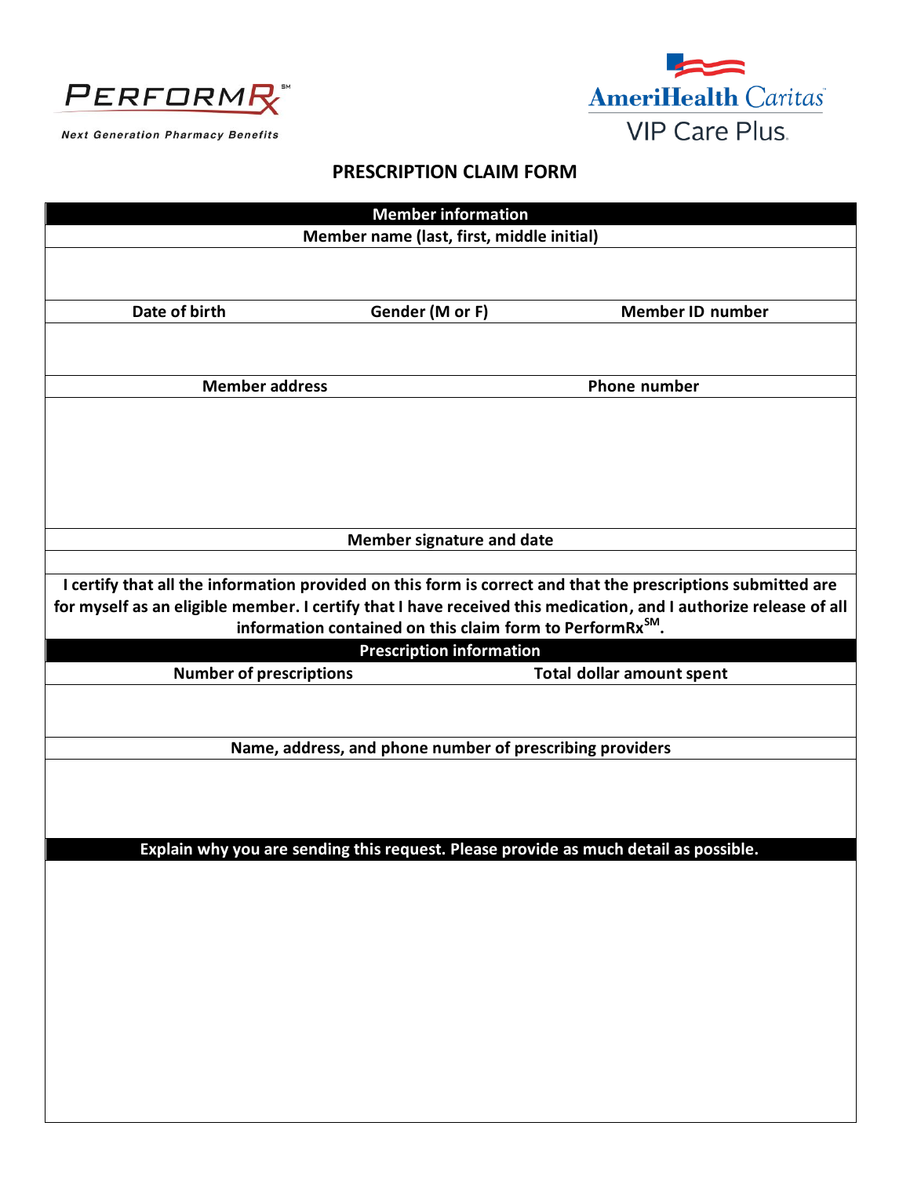PerformRx[SM]

*Next Generation Pharmacy Benefits*

AmeriHealth Caritas VIP Care Plus

# PRESCRIPTION CLAIM FORM

| Member information | | |
|---|---|---|
| **Member name (last, first, middle initial)** | | |
| | | |
| **Date of birth** | **Gender (M or F)** | **Member ID number** |
| | | |
| **Member address** | | **Phone number** |
| | | |
| **Member signature and date** | | |
| | | |
| **I certify that all the information provided on this form is correct and that the prescriptions submitted are for myself as an eligible member. I certify that I have received this medication, and I authorize release of all information contained on this claim form to PerformRx[SM].** | | |

| Prescription information | |
|---|---|
| **Number of prescriptions** | **Total dollar amount spent** |
| | |
| **Name, address, and phone number of prescribing providers** | |
| | |

| Explain why you are sending this request. Please provide as much detail as possible. |
|---|
| |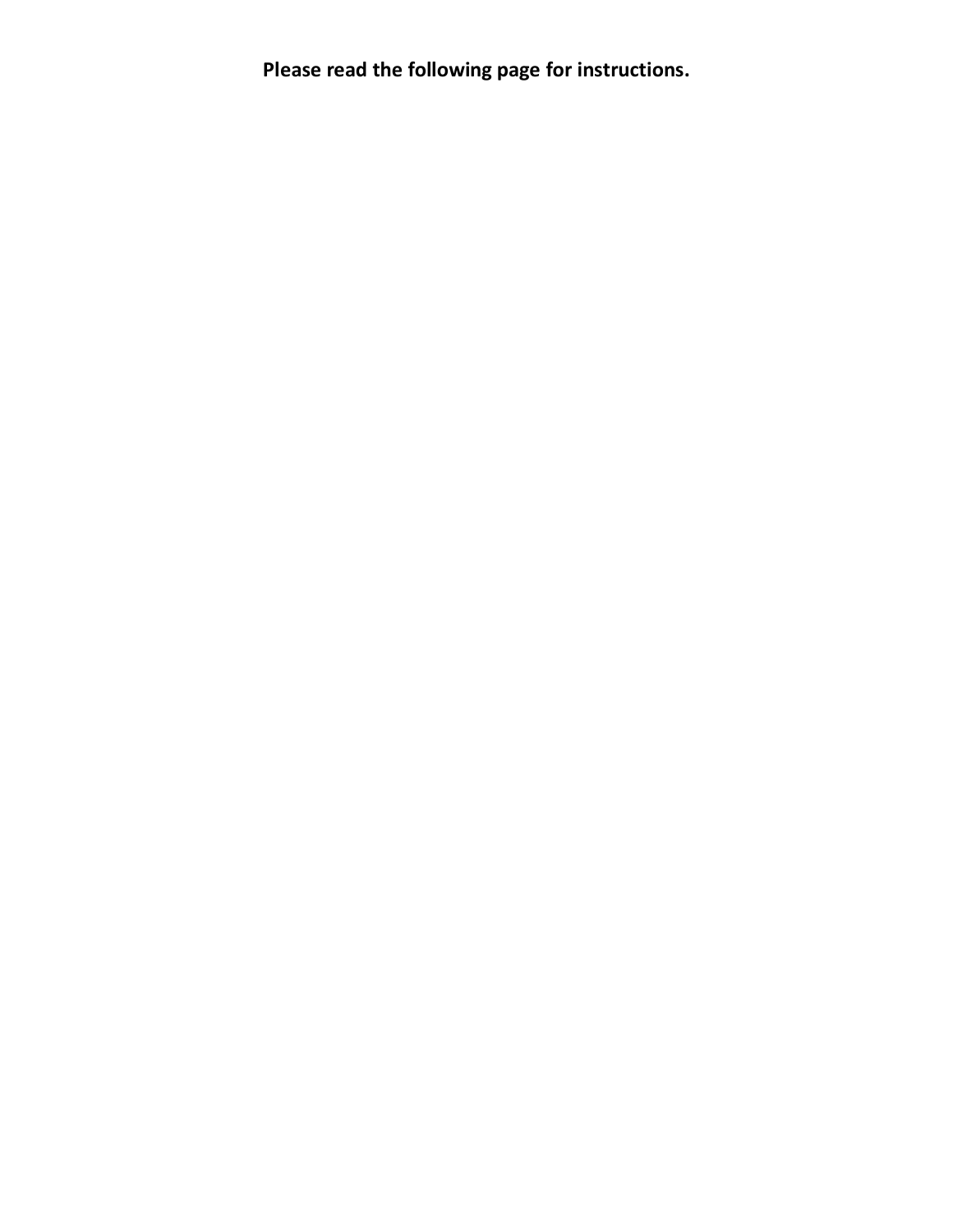**Please read the following page for instructions.**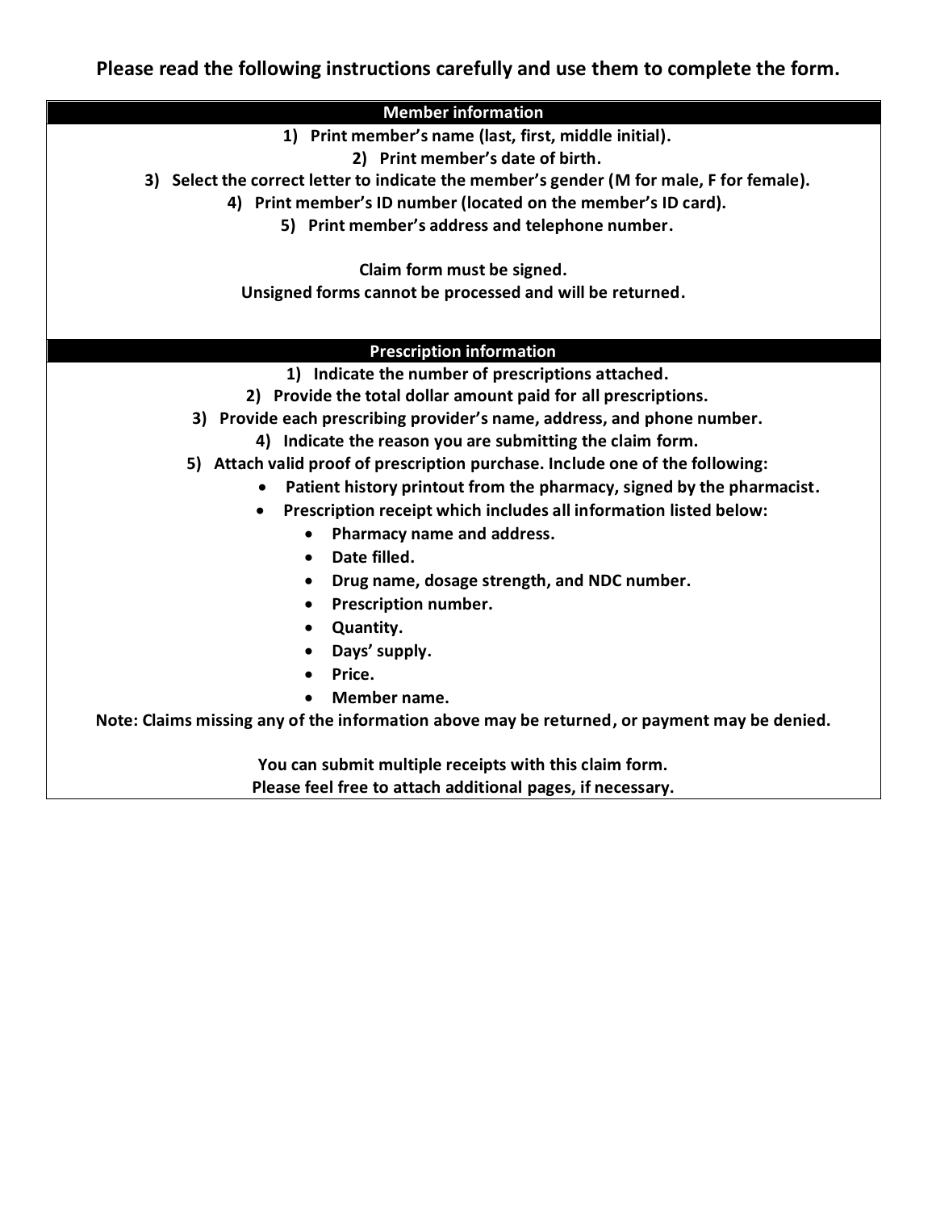**Please read the following instructions carefully and use them to complete the form.**

## Member information

1) **Print member's name (last, first, middle initial).**
2) **Print member's date of birth.**
3) **Select the correct letter to indicate the member's gender (M for male, F for female).**
4) **Print member's ID number (located on the member's ID card).**
5) **Print member's address and telephone number.**

**Claim form must be signed.**
**Unsigned forms cannot be processed and will be returned.**

## Prescription information

1) **Indicate the number of prescriptions attached.**
2) **Provide the total dollar amount paid for all prescriptions.**
3) **Provide each prescribing provider's name, address, and phone number.**
4) **Indicate the reason you are submitting the claim form.**
5) **Attach valid proof of prescription purchase. Include one of the following:**
   - **Patient history printout from the pharmacy, signed by the pharmacist.**
   - **Prescription receipt which includes all information listed below:**
     - **Pharmacy name and address.**
     - **Date filled.**
     - **Drug name, dosage strength, and NDC number.**
     - **Prescription number.**
     - **Quantity.**
     - **Days' supply.**
     - **Price.**
     - **Member name.**

**Note: Claims missing any of the information above may be returned, or payment may be denied.**

**You can submit multiple receipts with this claim form.**
**Please feel free to attach additional pages, if necessary.**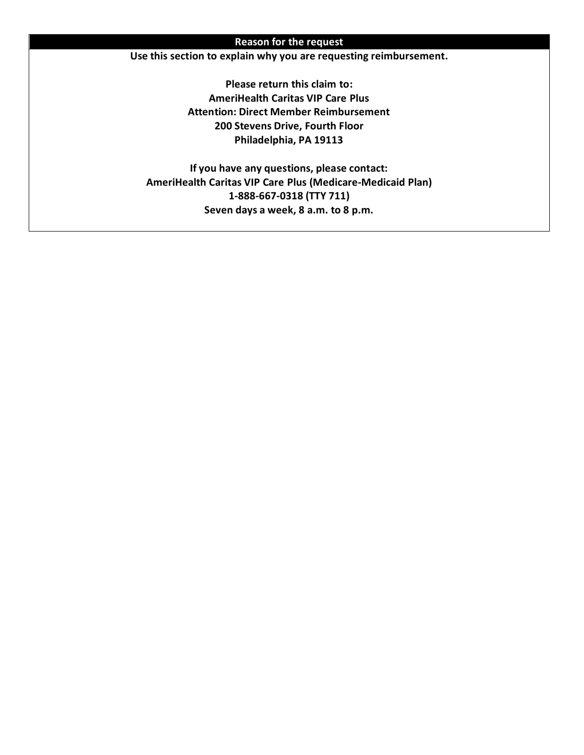## Reason for the request

**Use this section to explain why you are requesting reimbursement.**

**Please return this claim to:**
**AmeriHealth Caritas VIP Care Plus**
**Attention: Direct Member Reimbursement**
**200 Stevens Drive, Fourth Floor**
**Philadelphia, PA 19113**

**If you have any questions, please contact:**
**AmeriHealth Caritas VIP Care Plus (Medicare-Medicaid Plan)**
**1-888-667-0318 (TTY 711)**
**Seven days a week, 8 a.m. to 8 p.m.**